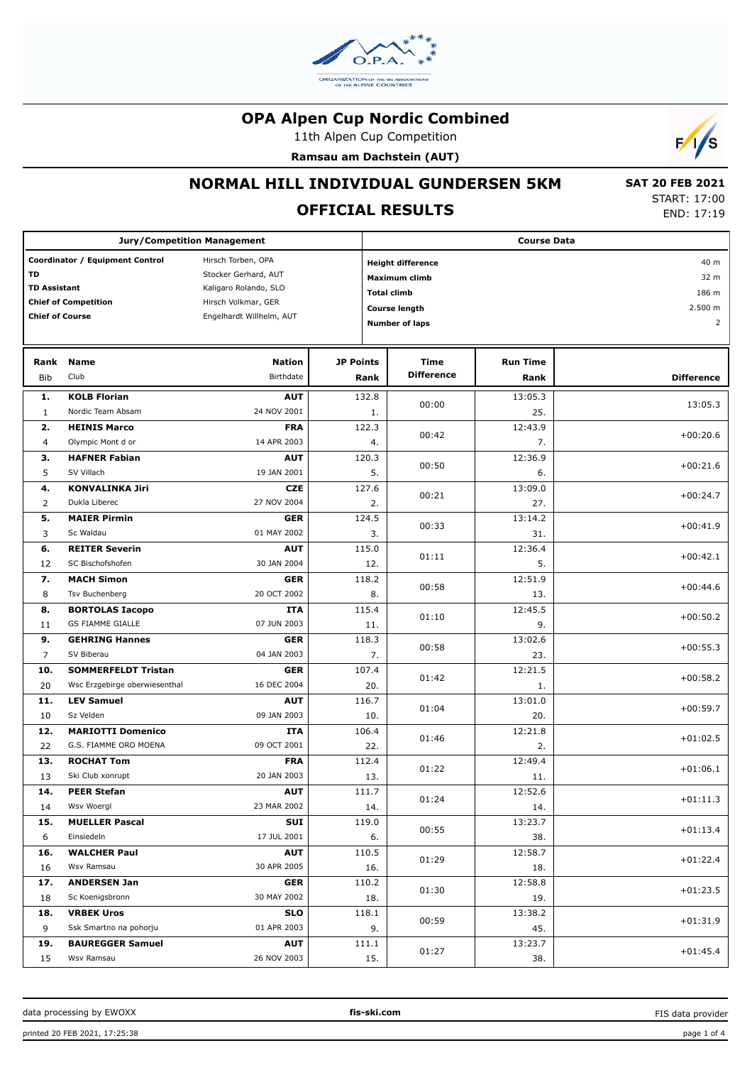# OPA Alpen Cup Nordic Combined

11th Alpen Cup Competition

**Ramsau am Dachstein (AUT)**

## NORMAL HILL INDIVIDUAL GUNDERSEN 5KM

**SAT 20 FEB 2021**

START: 17:00
END: 17:19

## OFFICIAL RESULTS

| Jury/Competition Management | |
|---|---|
| **Coordinator / Equipment Control** | Hirsch Torben, OPA |
| **TD** | Stocker Gerhard, AUT |
| **TD Assistant** | Kaligaro Rolando, SLO |
| **Chief of Competition** | Hirsch Volkmar, GER |
| **Chief of Course** | Engelhardt Willhelm, AUT |

| Course Data | |
|---|---|
| **Height difference** | 40 m |
| **Maximum climb** | 32 m |
| **Total climb** | 186 m |
| **Course length** | 2.500 m |
| **Number of laps** | 2 |

| Rank / Bib | Name / Club | Nation / Birthdate | JP Points / Rank | Time Difference | Run Time / Rank | Difference |
|---|---|---|---|---|---|---|
| **1.** / 1 | **KOLB Florian** / Nordic Team Absam | **AUT** / 24 NOV 2001 | 132.8 / 1. | 00:00 | 13:05.3 / 25. | 13:05.3 |
| **2.** / 4 | **HEINIS Marco** / Olympic Mont d or | **FRA** / 14 APR 2003 | 122.3 / 4. | 00:42 | 12:43.9 / 7. | +00:20.6 |
| **3.** / 5 | **HAFNER Fabian** / SV Villach | **AUT** / 19 JAN 2001 | 120.3 / 5. | 00:50 | 12:36.9 / 6. | +00:21.6 |
| **4.** / 2 | **KONVALINKA Jiri** / Dukla Liberec | **CZE** / 27 NOV 2004 | 127.6 / 2. | 00:21 | 13:09.0 / 27. | +00:24.7 |
| **5.** / 3 | **MAIER Pirmin** / Sc Waldau | **GER** / 01 MAY 2002 | 124.5 / 3. | 00:33 | 13:14.2 / 31. | +00:41.9 |
| **6.** / 12 | **REITER Severin** / SC Bischofshofen | **AUT** / 30 JAN 2004 | 115.0 / 12. | 01:11 | 12:36.4 / 5. | +00:42.1 |
| **7.** / 8 | **MACH Simon** / Tsv Buchenberg | **GER** / 20 OCT 2002 | 118.2 / 8. | 00:58 | 12:51.9 / 13. | +00:44.6 |
| **8.** / 11 | **BORTOLAS Iacopo** / GS FIAMME GIALLE | **ITA** / 07 JUN 2003 | 115.4 / 11. | 01:10 | 12:45.5 / 9. | +00:50.2 |
| **9.** / 7 | **GEHRING Hannes** / SV Biberau | **GER** / 04 JAN 2003 | 118.3 / 7. | 00:58 | 13:02.6 / 23. | +00:55.3 |
| **10.** / 20 | **SOMMERFELDT Tristan** / Wsc Erzgebirge oberwiesenthal | **GER** / 16 DEC 2004 | 107.4 / 20. | 01:42 | 12:21.5 / 1. | +00:58.2 |
| **11.** / 10 | **LEV Samuel** / Sz Velden | **AUT** / 09 JAN 2003 | 116.7 / 10. | 01:04 | 13:01.0 / 20. | +00:59.7 |
| **12.** / 22 | **MARIOTTI Domenico** / G.S. FIAMME ORO MOENA | **ITA** / 09 OCT 2001 | 106.4 / 22. | 01:46 | 12:21.8 / 2. | +01:02.5 |
| **13.** / 13 | **ROCHAT Tom** / Ski Club xonrupt | **FRA** / 20 JAN 2003 | 112.4 / 13. | 01:22 | 12:49.4 / 11. | +01:06.1 |
| **14.** / 14 | **PEER Stefan** / Wsv Woergl | **AUT** / 23 MAR 2002 | 111.7 / 14. | 01:24 | 12:52.6 / 14. | +01:11.3 |
| **15.** / 6 | **MUELLER Pascal** / Einsiedeln | **SUI** / 17 JUL 2001 | 119.0 / 6. | 00:55 | 13:23.7 / 38. | +01:13.4 |
| **16.** / 16 | **WALCHER Paul** / Wsv Ramsau | **AUT** / 30 APR 2005 | 110.5 / 16. | 01:29 | 12:58.7 / 18. | +01:22.4 |
| **17.** / 18 | **ANDERSEN Jan** / Sc Koenigsbronn | **GER** / 30 MAY 2002 | 110.2 / 18. | 01:30 | 12:58.8 / 19. | +01:23.5 |
| **18.** / 9 | **VRBEK Uros** / Ssk Smartno na pohorju | **SLO** / 01 APR 2003 | 118.1 / 9. | 00:59 | 13:38.2 / 45. | +01:31.9 |
| **19.** / 15 | **BAUREGGER Samuel** / Wsv Ramsau | **AUT** / 26 NOV 2003 | 111.1 / 15. | 01:27 | 13:23.7 / 38. | +01:45.4 |

data processing by EWOXX | fis-ski.com | FIS data provider

printed 20 FEB 2021, 17:25:38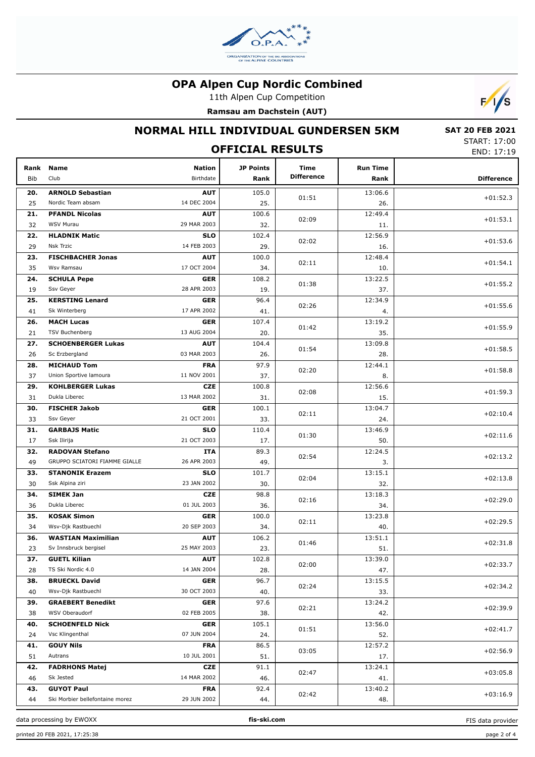# OPA Alpen Cup Nordic Combined

11th Alpen Cup Competition

**Ramsau am Dachstein (AUT)**

## NORMAL HILL INDIVIDUAL GUNDERSEN 5KM

**SAT 20 FEB 2021**

START: 17:00

END: 17:19

### OFFICIAL RESULTS

| Rank<br>Bib | Name<br>Club | Nation<br>Birthdate | JP Points<br>Rank | Time Difference | Run Time<br>Rank | Difference |
|---|---|---|---|---|---|---|
| **20.**<br>25 | **ARNOLD Sebastian**<br>Nordic Team absam | **AUT**<br>14 DEC 2004 | 105.0<br>25. | 01:51 | 13:06.6<br>26. | +01:52.3 |
| **21.**<br>32 | **PFANDL Nicolas**<br>WSV Murau | **AUT**<br>29 MAR 2003 | 100.6<br>32. | 02:09 | 12:49.4<br>11. | +01:53.1 |
| **22.**<br>29 | **HLADNIK Matic**<br>Nsk Trzic | **SLO**<br>14 FEB 2003 | 102.4<br>29. | 02:02 | 12:56.9<br>16. | +01:53.6 |
| **23.**<br>35 | **FISCHBACHER Jonas**<br>Wsv Ramsau | **AUT**<br>17 OCT 2004 | 100.0<br>34. | 02:11 | 12:48.4<br>10. | +01:54.1 |
| **24.**<br>19 | **SCHULA Pepe**<br>Ssv Geyer | **GER**<br>28 APR 2003 | 108.2<br>19. | 01:38 | 13:22.5<br>37. | +01:55.2 |
| **25.**<br>41 | **KERSTING Lenard**<br>Sk Winterberg | **GER**<br>17 APR 2002 | 96.4<br>41. | 02:26 | 12:34.9<br>4. | +01:55.6 |
| **26.**<br>21 | **MACH Lucas**<br>TSV Buchenberg | **GER**<br>13 AUG 2004 | 107.4<br>20. | 01:42 | 13:19.2<br>35. | +01:55.9 |
| **27.**<br>26 | **SCHOENBERGER Lukas**<br>Sc Erzbergland | **AUT**<br>03 MAR 2003 | 104.4<br>26. | 01:54 | 13:09.8<br>28. | +01:58.5 |
| **28.**<br>37 | **MICHAUD Tom**<br>Union Sportive lamoura | **FRA**<br>11 NOV 2001 | 97.9<br>37. | 02:20 | 12:44.1<br>8. | +01:58.8 |
| **29.**<br>31 | **KOHLBERGER Lukas**<br>Dukla Liberec | **CZE**<br>13 MAR 2002 | 100.8<br>31. | 02:08 | 12:56.6<br>15. | +01:59.3 |
| **30.**<br>33 | **FISCHER Jakob**<br>Ssv Geyer | **GER**<br>21 OCT 2001 | 100.1<br>33. | 02:11 | 13:04.7<br>24. | +02:10.4 |
| **31.**<br>17 | **GARBAJS Matic**<br>Ssk Ilirija | **SLO**<br>21 OCT 2003 | 110.4<br>17. | 01:30 | 13:46.9<br>50. | +02:11.6 |
| **32.**<br>49 | **RADOVAN Stefano**<br>GRUPPO SCIATORI FIAMME GIALLE | **ITA**<br>26 APR 2003 | 89.3<br>49. | 02:54 | 12:24.5<br>3. | +02:13.2 |
| **33.**<br>30 | **STANONIK Erazem**<br>Ssk Alpina ziri | **SLO**<br>23 JAN 2002 | 101.7<br>30. | 02:04 | 13:15.1<br>32. | +02:13.8 |
| **34.**<br>36 | **SIMEK Jan**<br>Dukla Liberec | **CZE**<br>01 JUL 2003 | 98.8<br>36. | 02:16 | 13:18.3<br>34. | +02:29.0 |
| **35.**<br>34 | **KOSAK Simon**<br>Wsv-Djk Rastbuechl | **GER**<br>20 SEP 2003 | 100.0<br>34. | 02:11 | 13:23.8<br>40. | +02:29.5 |
| **36.**<br>23 | **WASTIAN Maximilian**<br>Sv Innsbruck bergisel | **AUT**<br>25 MAY 2003 | 106.2<br>23. | 01:46 | 13:51.1<br>51. | +02:31.8 |
| **37.**<br>28 | **GUETL Kilian**<br>TS Ski Nordic 4.0 | **AUT**<br>14 JAN 2004 | 102.8<br>28. | 02:00 | 13:39.0<br>47. | +02:33.7 |
| **38.**<br>40 | **BRUECKL David**<br>Wsv-Djk Rastbuechl | **GER**<br>30 OCT 2003 | 96.7<br>40. | 02:24 | 13:15.5<br>33. | +02:34.2 |
| **39.**<br>38 | **GRAEBERT Benedikt**<br>WSV Oberaudorf | **GER**<br>02 FEB 2005 | 97.6<br>38. | 02:21 | 13:24.2<br>42. | +02:39.9 |
| **40.**<br>24 | **SCHOENFELD Nick**<br>Vsc Klingenthal | **GER**<br>07 JUN 2004 | 105.1<br>24. | 01:51 | 13:56.0<br>52. | +02:41.7 |
| **41.**<br>51 | **GOUY Nils**<br>Autrans | **FRA**<br>10 JUL 2001 | 86.5<br>51. | 03:05 | 12:57.2<br>17. | +02:56.9 |
| **42.**<br>46 | **FADRHONS Matej**<br>Sk Jested | **CZE**<br>14 MAR 2002 | 91.1<br>46. | 02:47 | 13:24.1<br>41. | +03:05.8 |
| **43.**<br>44 | **GUYOT Paul**<br>Ski Morbier bellefontaine morez | **FRA**<br>29 JUN 2002 | 92.4<br>44. | 02:42 | 13:40.2<br>48. | +03:16.9 |

data processing by EWOXX | fis-ski.com | FIS data provider

printed 20 FEB 2021, 17:25:38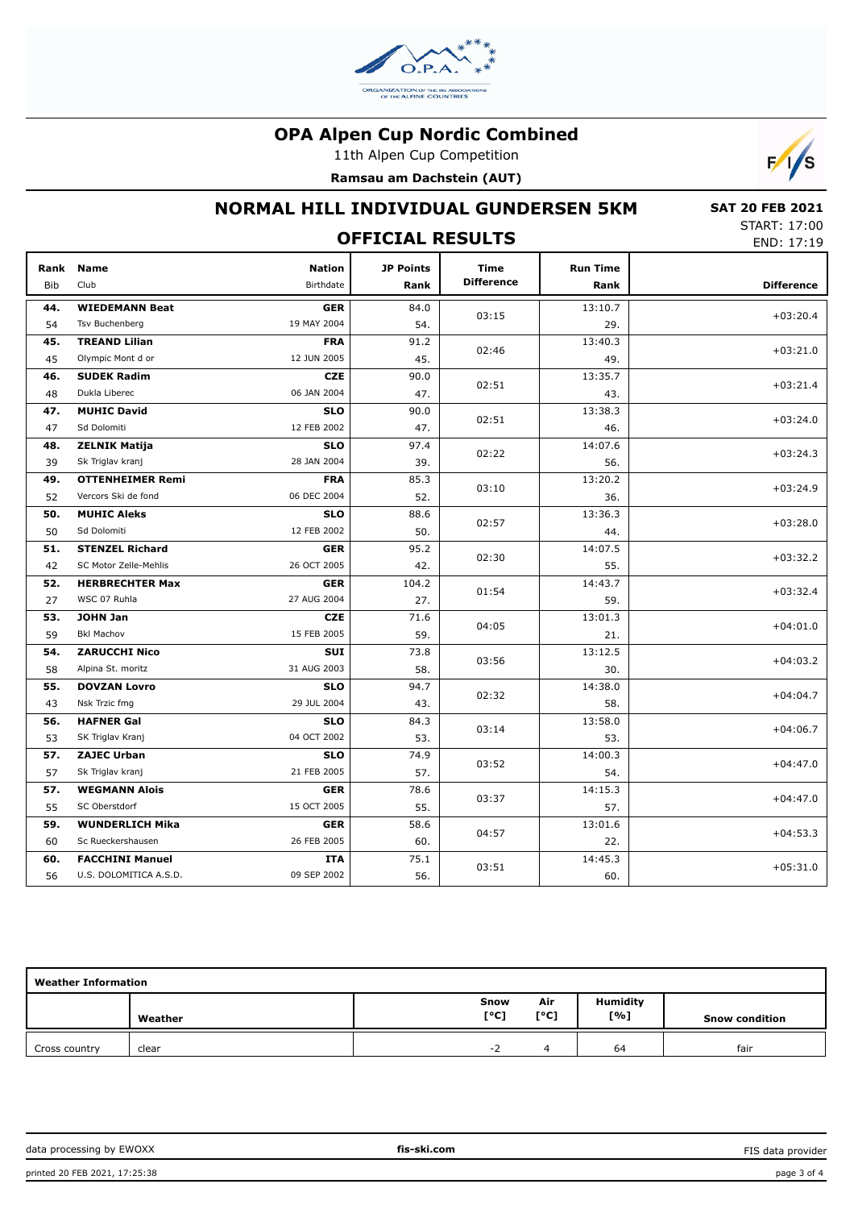# OPA Alpen Cup Nordic Combined

11th Alpen Cup Competition

**Ramsau am Dachstein (AUT)**

## NORMAL HILL INDIVIDUAL GUNDERSEN 5KM

**SAT 20 FEB 2021**

START: 17:00
END: 17:19

### OFFICIAL RESULTS

| Rank | Name | Nation | JP Points | Time Difference | Run Time | Difference |
|---|---|---|---|---|---|---|
| Bib | Club | Birthdate | Rank | | Rank | |
| **44.** | **WIEDEMANN Beat** | **GER** | 84.0 | 03:15 | 13:10.7 | +03:20.4 |
| 54 | Tsv Buchenberg | 19 MAY 2004 | 54. | | 29. | |
| **45.** | **TREAND Lilian** | **FRA** | 91.2 | 02:46 | 13:40.3 | +03:21.0 |
| 45 | Olympic Mont d or | 12 JUN 2005 | 45. | | 49. | |
| **46.** | **SUDEK Radim** | **CZE** | 90.0 | 02:51 | 13:35.7 | +03:21.4 |
| 48 | Dukla Liberec | 06 JAN 2004 | 47. | | 43. | |
| **47.** | **MUHIC David** | **SLO** | 90.0 | 02:51 | 13:38.3 | +03:24.0 |
| 47 | Sd Dolomiti | 12 FEB 2002 | 47. | | 46. | |
| **48.** | **ZELNIK Matija** | **SLO** | 97.4 | 02:22 | 14:07.6 | +03:24.3 |
| 39 | Sk Triglav kranj | 28 JAN 2004 | 39. | | 56. | |
| **49.** | **OTTENHEIMER Remi** | **FRA** | 85.3 | 03:10 | 13:20.2 | +03:24.9 |
| 52 | Vercors Ski de fond | 06 DEC 2004 | 52. | | 36. | |
| **50.** | **MUHIC Aleks** | **SLO** | 88.6 | 02:57 | 13:36.3 | +03:28.0 |
| 50 | Sd Dolomiti | 12 FEB 2002 | 50. | | 44. | |
| **51.** | **STENZEL Richard** | **GER** | 95.2 | 02:30 | 14:07.5 | +03:32.2 |
| 42 | SC Motor Zelle-Mehlis | 26 OCT 2005 | 42. | | 55. | |
| **52.** | **HERBRECHTER Max** | **GER** | 104.2 | 01:54 | 14:43.7 | +03:32.4 |
| 27 | WSC 07 Ruhla | 27 AUG 2004 | 27. | | 59. | |
| **53.** | **JOHN Jan** | **CZE** | 71.6 | 04:05 | 13:01.3 | +04:01.0 |
| 59 | Bkl Machov | 15 FEB 2005 | 59. | | 21. | |
| **54.** | **ZARUCCHI Nico** | **SUI** | 73.8 | 03:56 | 13:12.5 | +04:03.2 |
| 58 | Alpina St. moritz | 31 AUG 2003 | 58. | | 30. | |
| **55.** | **DOVZAN Lovro** | **SLO** | 94.7 | 02:32 | 14:38.0 | +04:04.7 |
| 43 | Nsk Trzic fmg | 29 JUL 2004 | 43. | | 58. | |
| **56.** | **HAFNER Gal** | **SLO** | 84.3 | 03:14 | 13:58.0 | +04:06.7 |
| 53 | SK Triglav Kranj | 04 OCT 2002 | 53. | | 53. | |
| **57.** | **ZAJEC Urban** | **SLO** | 74.9 | 03:52 | 14:00.3 | +04:47.0 |
| 57 | Sk Triglav kranj | 21 FEB 2005 | 57. | | 54. | |
| **57.** | **WEGMANN Alois** | **GER** | 78.6 | 03:37 | 14:15.3 | +04:47.0 |
| 55 | SC Oberstdorf | 15 OCT 2005 | 55. | | 57. | |
| **59.** | **WUNDERLICH Mika** | **GER** | 58.6 | 04:57 | 13:01.6 | +04:53.3 |
| 60 | Sc Rueckershausen | 26 FEB 2005 | 60. | | 22. | |
| **60.** | **FACCHINI Manuel** | **ITA** | 75.1 | 03:51 | 14:45.3 | +05:31.0 |
| 56 | U.S. DOLOMITICA A.S.D. | 09 SEP 2002 | 56. | | 60. | |

| Weather Information | | | | | |
|---|---|---|---|---|---|
| | Weather | Snow [°C] | Air [°C] | Humidity [%] | Snow condition |
| Cross country | clear | -2 | 4 | 64 | fair |

data processing by EWOXX — fis-ski.com — FIS data provider

printed 20 FEB 2021, 17:25:38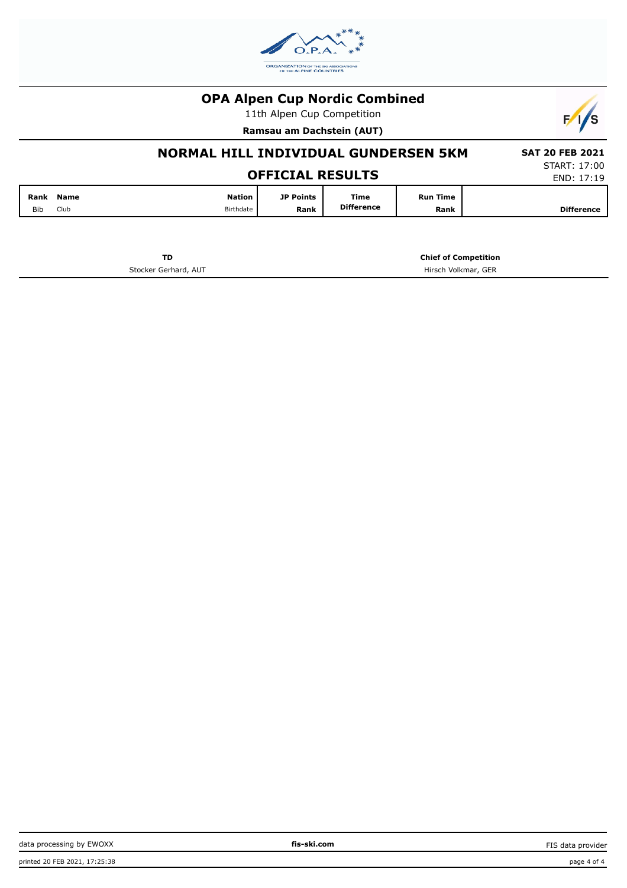# OPA Alpen Cup Nordic Combined

11th Alpen Cup Competition

**Ramsau am Dachstein (AUT)**

## NORMAL HILL INDIVIDUAL GUNDERSEN 5KM

**SAT 20 FEB 2021**

START: 17:00

END: 17:19

## OFFICIAL RESULTS

| Rank / Bib | Name / Club | Nation / Birthdate | JP Points / Rank | Time Difference | Run Time / Rank | Difference |
|---|---|---|---|---|---|---|

| TD | Chief of Competition |
|---|---|
| Stocker Gerhard, AUT | Hirsch Volkmar, GER |

data processing by EWOXX

fis-ski.com

FIS data provider

printed 20 FEB 2021, 17:25:38